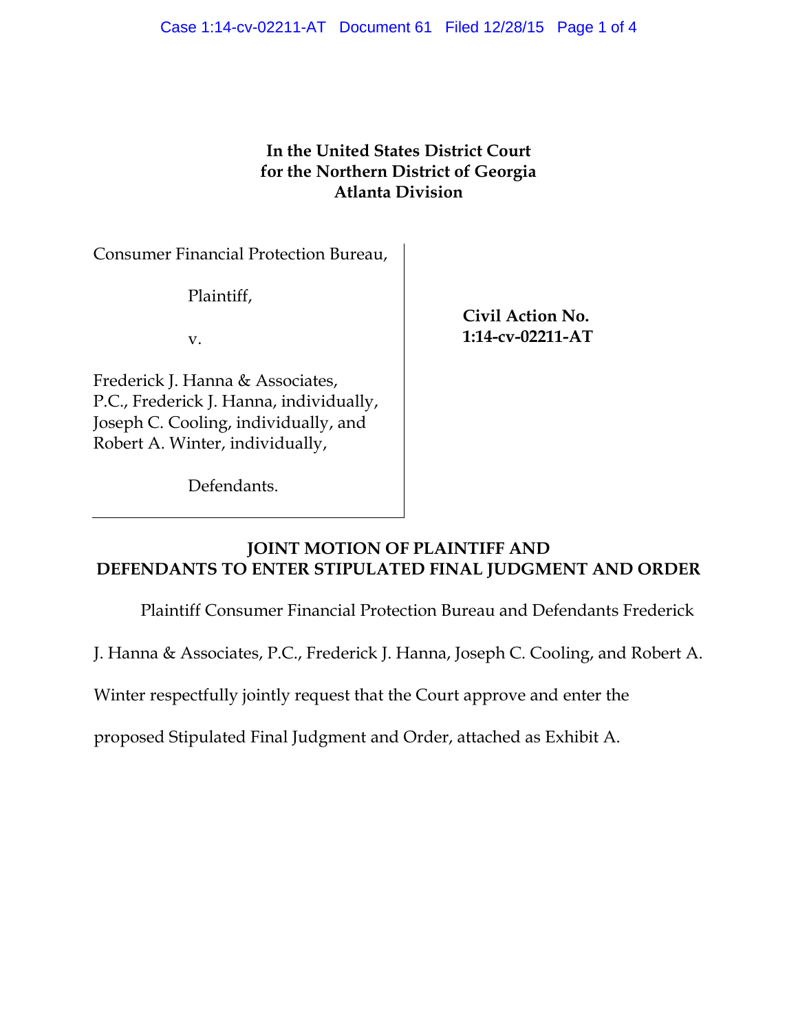**In the United States District Court
for the Northern District of Georgia
Atlanta Division**

| | |
|---|---|
| Consumer Financial Protection Bureau,<br><br>Plaintiff,<br><br>v.<br><br>Frederick J. Hanna & Associates, P.C., Frederick J. Hanna, individually, Joseph C. Cooling, individually, and Robert A. Winter, individually,<br><br>Defendants. | **Civil Action No. 1:14-cv-02211-AT** |

## JOINT MOTION OF PLAINTIFF AND DEFENDANTS TO ENTER STIPULATED FINAL JUDGMENT AND ORDER

Plaintiff Consumer Financial Protection Bureau and Defendants Frederick J. Hanna & Associates, P.C., Frederick J. Hanna, Joseph C. Cooling, and Robert A. Winter respectfully jointly request that the Court approve and enter the proposed Stipulated Final Judgment and Order, attached as Exhibit A.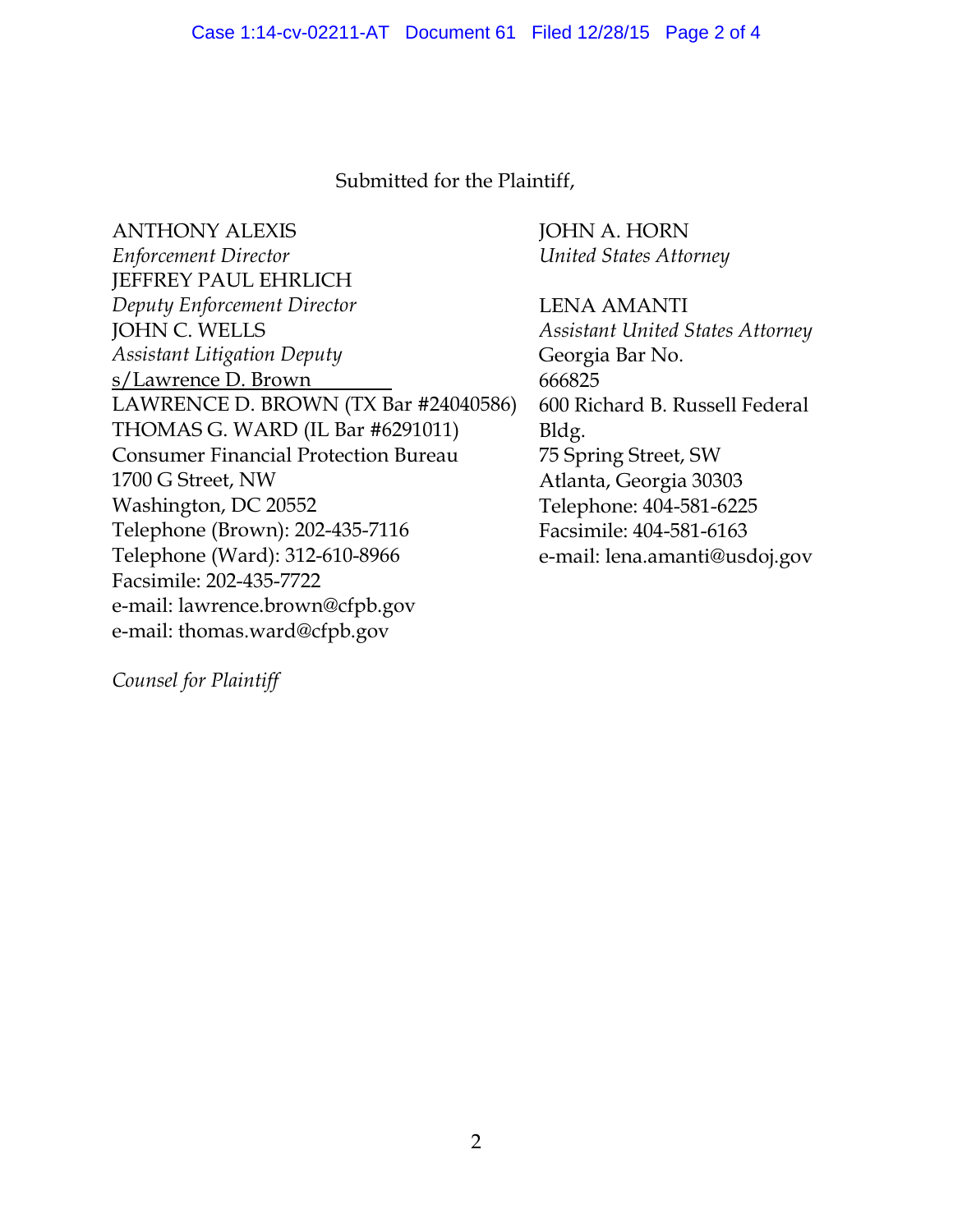Submitted for the Plaintiff,

ANTHONY ALEXIS
*Enforcement Director*
JEFFREY PAUL EHRLICH
*Deputy Enforcement Director*
JOHN C. WELLS
*Assistant Litigation Deputy*
s/Lawrence D. Brown
LAWRENCE D. BROWN (TX Bar #24040586)
THOMAS G. WARD (IL Bar #6291011)
Consumer Financial Protection Bureau
1700 G Street, NW
Washington, DC 20552
Telephone (Brown): 202-435-7116
Telephone (Ward): 312-610-8966
Facsimile: 202-435-7722
e-mail: lawrence.brown@cfpb.gov
e-mail: thomas.ward@cfpb.gov

*Counsel for Plaintiff*

JOHN A. HORN
*United States Attorney*

LENA AMANTI
*Assistant United States Attorney*
Georgia Bar No. 666825
600 Richard B. Russell Federal Bldg.
75 Spring Street, SW
Atlanta, Georgia 30303
Telephone: 404-581-6225
Facsimile: 404-581-6163
e-mail: lena.amanti@usdoj.gov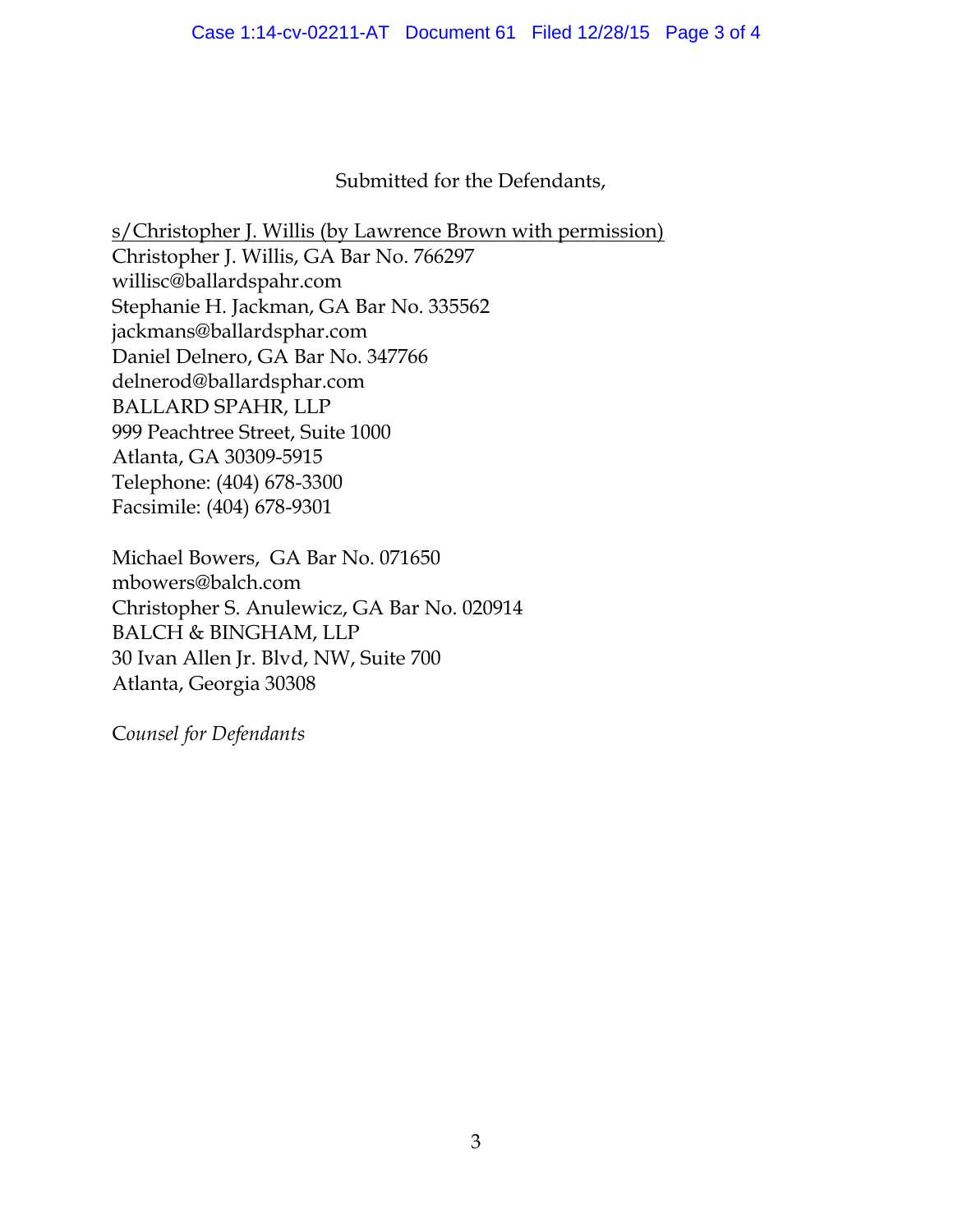Submitted for the Defendants,

s/Christopher J. Willis (by Lawrence Brown with permission)
Christopher J. Willis, GA Bar No. 766297
willisc@ballardspahr.com
Stephanie H. Jackman, GA Bar No. 335562
jackmans@ballardsphar.com
Daniel Delnero, GA Bar No. 347766
delnerod@ballardsphar.com
BALLARD SPAHR, LLP
999 Peachtree Street, Suite 1000
Atlanta, GA 30309-5915
Telephone: (404) 678-3300
Facsimile: (404) 678-9301

Michael Bowers, GA Bar No. 071650
mbowers@balch.com
Christopher S. Anulewicz, GA Bar No. 020914
BALCH & BINGHAM, LLP
30 Ivan Allen Jr. Blvd, NW, Suite 700
Atlanta, Georgia 30308

*Counsel for Defendants*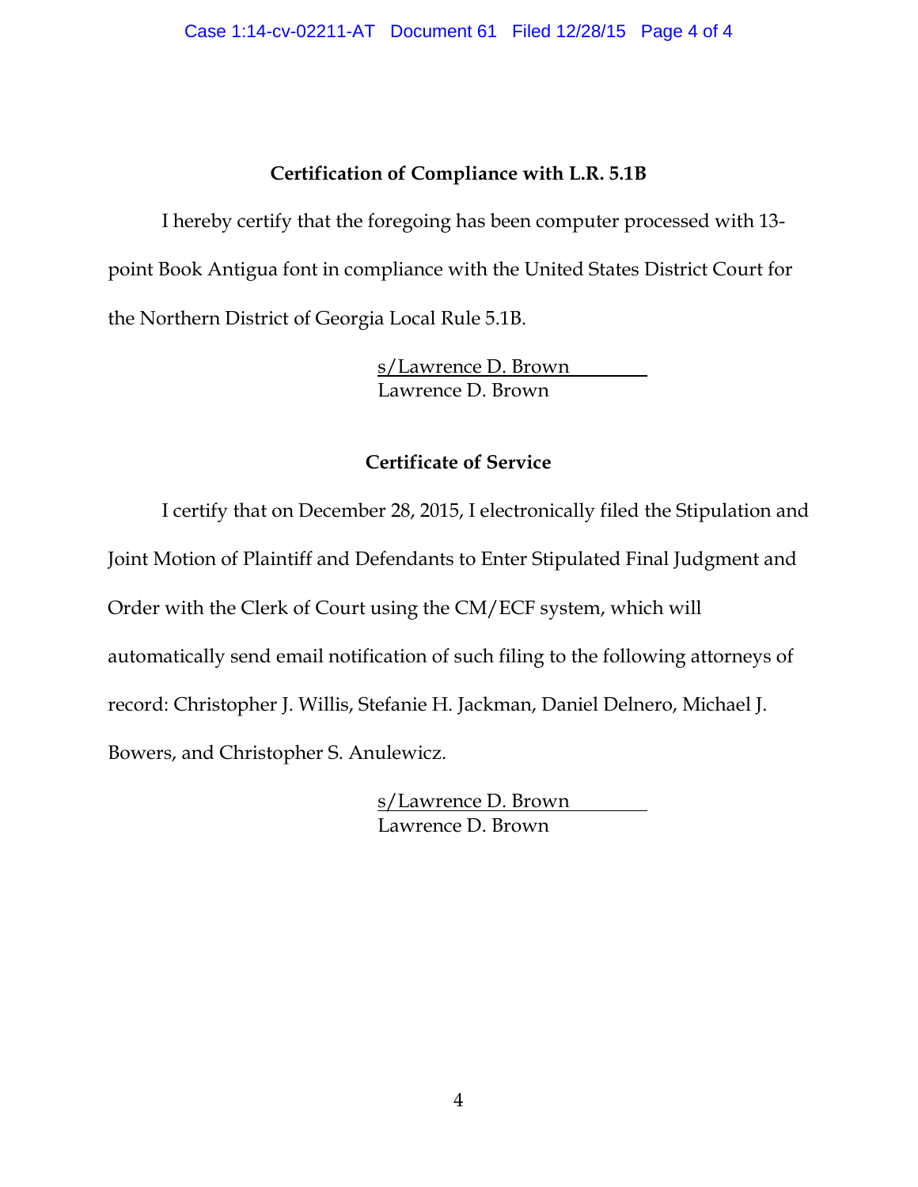**Certification of Compliance with L.R. 5.1B**

I hereby certify that the foregoing has been computer processed with 13-point Book Antigua font in compliance with the United States District Court for the Northern District of Georgia Local Rule 5.1B.

s/Lawrence D. Brown
Lawrence D. Brown

**Certificate of Service**

I certify that on December 28, 2015, I electronically filed the Stipulation and Joint Motion of Plaintiff and Defendants to Enter Stipulated Final Judgment and Order with the Clerk of Court using the CM/ECF system, which will automatically send email notification of such filing to the following attorneys of record: Christopher J. Willis, Stefanie H. Jackman, Daniel Delnero, Michael J. Bowers, and Christopher S. Anulewicz.

s/Lawrence D. Brown
Lawrence D. Brown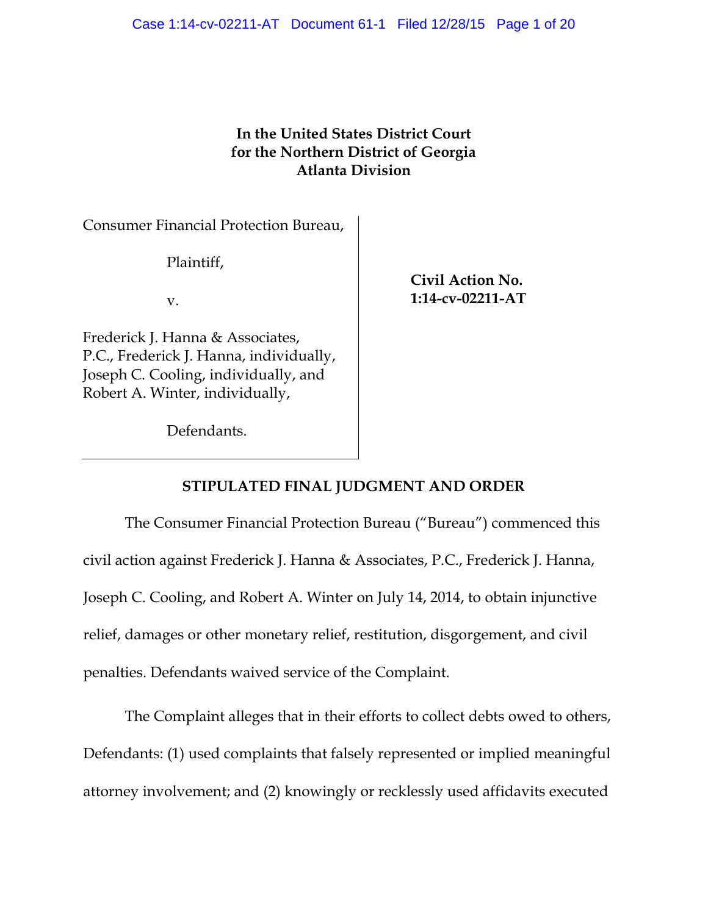**In the United States District Court**
**for the Northern District of Georgia**
**Atlanta Division**

| | |
|---|---|
| Consumer Financial Protection Bureau,<br><br>Plaintiff,<br><br>v.<br><br>Frederick J. Hanna & Associates, P.C., Frederick J. Hanna, individually, Joseph C. Cooling, individually, and Robert A. Winter, individually,<br><br>Defendants. | **Civil Action No. 1:14-cv-02211-AT** |

## STIPULATED FINAL JUDGMENT AND ORDER

The Consumer Financial Protection Bureau ("Bureau") commenced this civil action against Frederick J. Hanna & Associates, P.C., Frederick J. Hanna, Joseph C. Cooling, and Robert A. Winter on July 14, 2014, to obtain injunctive relief, damages or other monetary relief, restitution, disgorgement, and civil penalties. Defendants waived service of the Complaint.

The Complaint alleges that in their efforts to collect debts owed to others, Defendants: (1) used complaints that falsely represented or implied meaningful attorney involvement; and (2) knowingly or recklessly used affidavits executed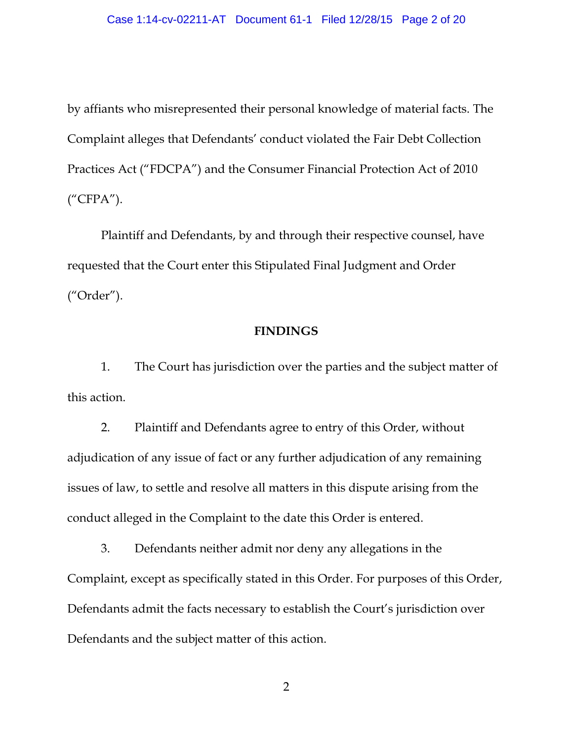by affiants who misrepresented their personal knowledge of material facts. The Complaint alleges that Defendants' conduct violated the Fair Debt Collection Practices Act ("FDCPA") and the Consumer Financial Protection Act of 2010 ("CFPA").

Plaintiff and Defendants, by and through their respective counsel, have requested that the Court enter this Stipulated Final Judgment and Order ("Order").

**FINDINGS**

1. The Court has jurisdiction over the parties and the subject matter of this action.

2. Plaintiff and Defendants agree to entry of this Order, without adjudication of any issue of fact or any further adjudication of any remaining issues of law, to settle and resolve all matters in this dispute arising from the conduct alleged in the Complaint to the date this Order is entered.

3. Defendants neither admit nor deny any allegations in the Complaint, except as specifically stated in this Order. For purposes of this Order, Defendants admit the facts necessary to establish the Court's jurisdiction over Defendants and the subject matter of this action.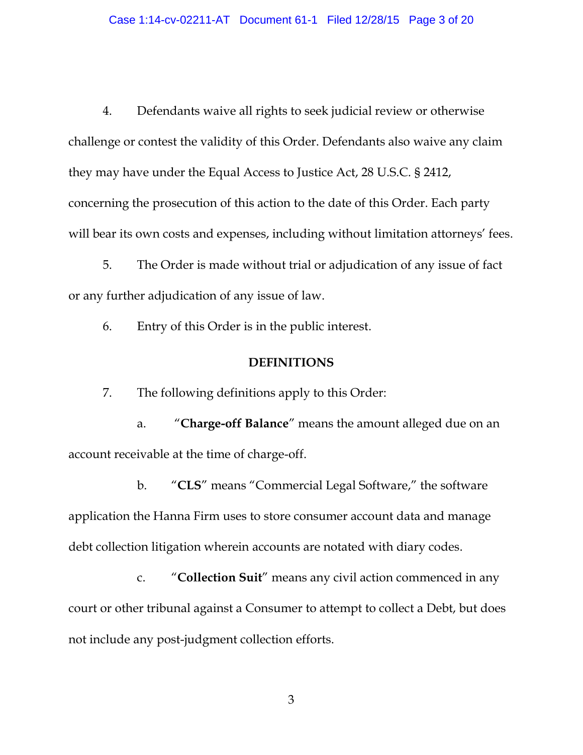4. Defendants waive all rights to seek judicial review or otherwise challenge or contest the validity of this Order. Defendants also waive any claim they may have under the Equal Access to Justice Act, 28 U.S.C. § 2412, concerning the prosecution of this action to the date of this Order. Each party will bear its own costs and expenses, including without limitation attorneys' fees.

5. The Order is made without trial or adjudication of any issue of fact or any further adjudication of any issue of law.

6. Entry of this Order is in the public interest.

## DEFINITIONS

7. The following definitions apply to this Order:

a. "**Charge-off Balance**" means the amount alleged due on an account receivable at the time of charge-off.

b. "**CLS**" means "Commercial Legal Software," the software application the Hanna Firm uses to store consumer account data and manage debt collection litigation wherein accounts are notated with diary codes.

c. "**Collection Suit**" means any civil action commenced in any court or other tribunal against a Consumer to attempt to collect a Debt, but does not include any post-judgment collection efforts.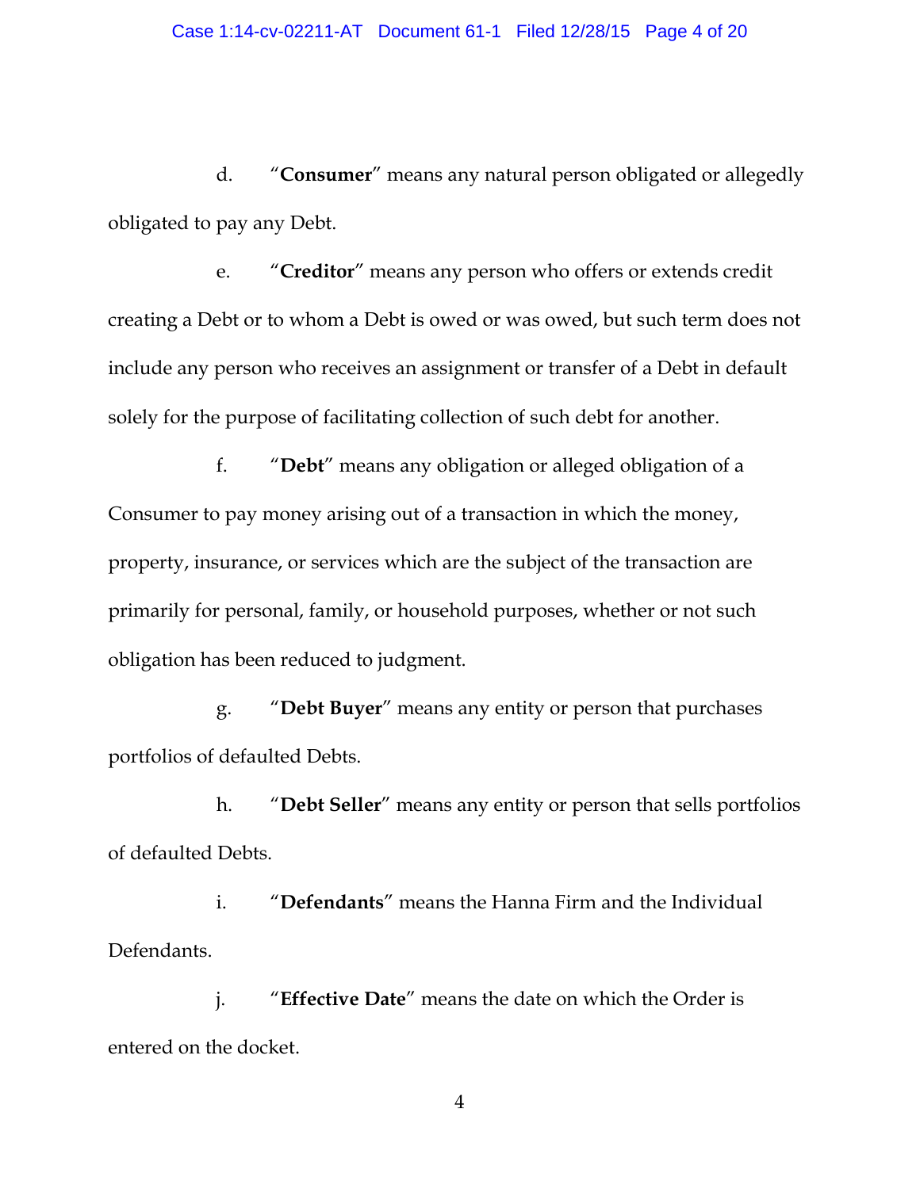d. "**Consumer**" means any natural person obligated or allegedly obligated to pay any Debt.

e. "**Creditor**" means any person who offers or extends credit creating a Debt or to whom a Debt is owed or was owed, but such term does not include any person who receives an assignment or transfer of a Debt in default solely for the purpose of facilitating collection of such debt for another.

f. "**Debt**" means any obligation or alleged obligation of a Consumer to pay money arising out of a transaction in which the money, property, insurance, or services which are the subject of the transaction are primarily for personal, family, or household purposes, whether or not such obligation has been reduced to judgment.

g. "**Debt Buyer**" means any entity or person that purchases portfolios of defaulted Debts.

h. "**Debt Seller**" means any entity or person that sells portfolios of defaulted Debts.

i. "**Defendants**" means the Hanna Firm and the Individual Defendants.

j. "**Effective Date**" means the date on which the Order is entered on the docket.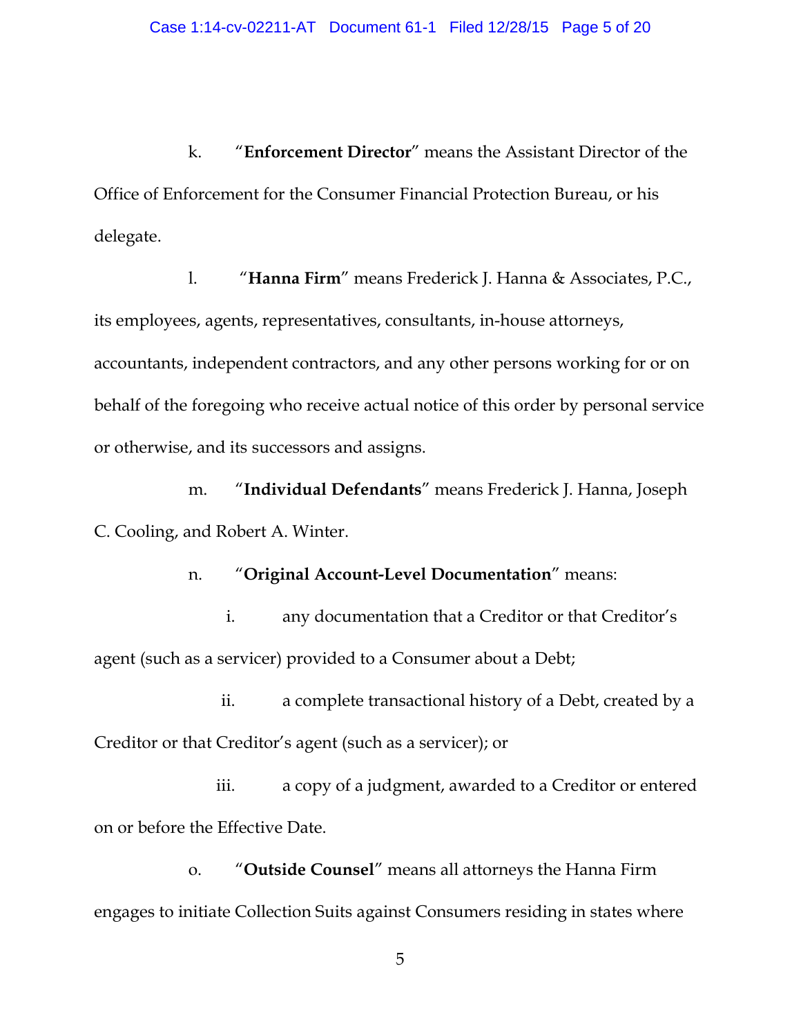k. “**Enforcement Director**” means the Assistant Director of the Office of Enforcement for the Consumer Financial Protection Bureau, or his delegate.

l. “**Hanna Firm**” means Frederick J. Hanna & Associates, P.C., its employees, agents, representatives, consultants, in-house attorneys, accountants, independent contractors, and any other persons working for or on behalf of the foregoing who receive actual notice of this order by personal service or otherwise, and its successors and assigns.

m. “**Individual Defendants**” means Frederick J. Hanna, Joseph C. Cooling, and Robert A. Winter.

n. “**Original Account-Level Documentation**” means:

i. any documentation that a Creditor or that Creditor’s agent (such as a servicer) provided to a Consumer about a Debt;

ii. a complete transactional history of a Debt, created by a Creditor or that Creditor’s agent (such as a servicer); or

iii. a copy of a judgment, awarded to a Creditor or entered on or before the Effective Date.

o. “**Outside Counsel**” means all attorneys the Hanna Firm engages to initiate Collection Suits against Consumers residing in states where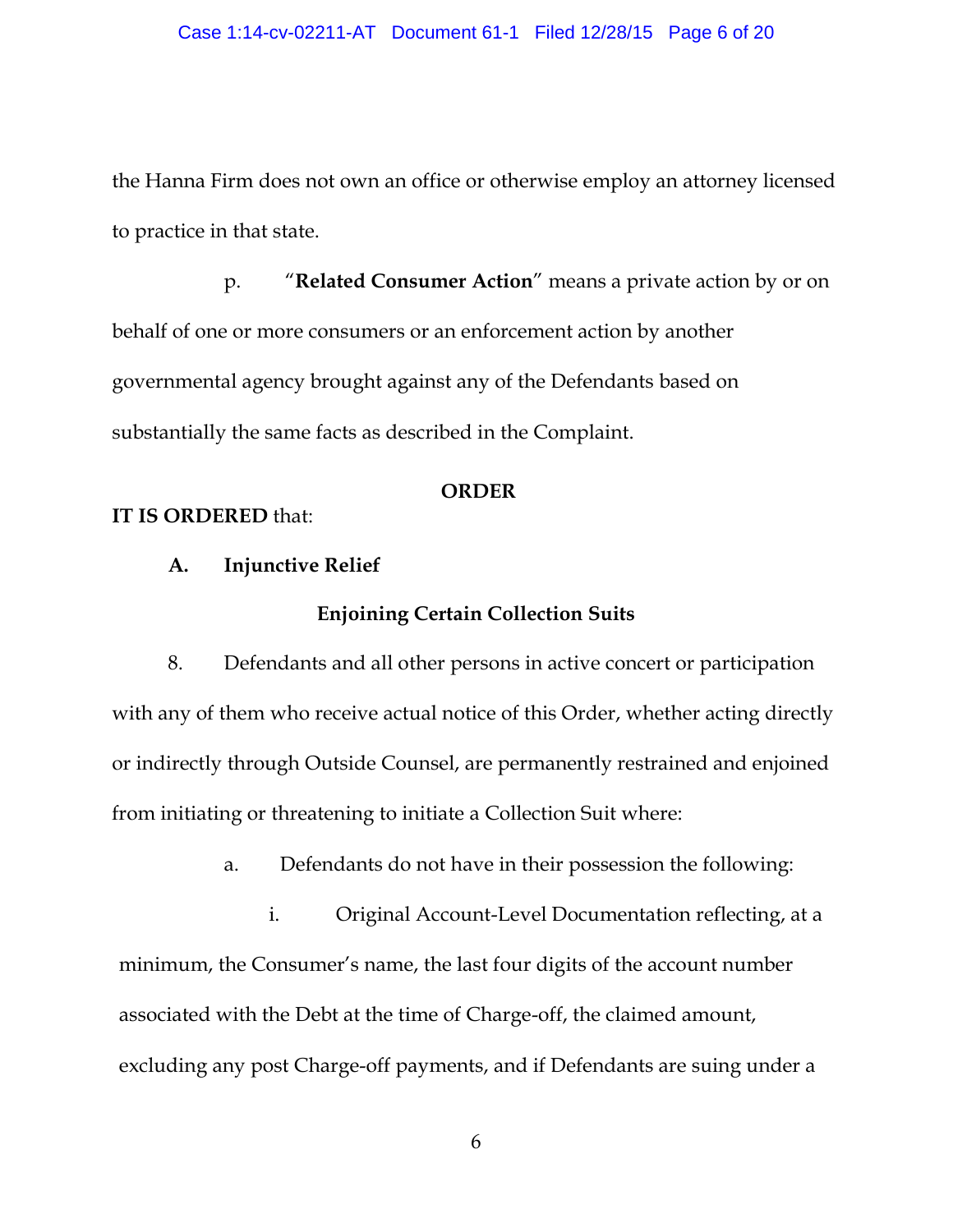the Hanna Firm does not own an office or otherwise employ an attorney licensed to practice in that state.

p. "**Related Consumer Action**" means a private action by or on behalf of one or more consumers or an enforcement action by another governmental agency brought against any of the Defendants based on substantially the same facts as described in the Complaint.

## ORDER

**IT IS ORDERED** that:

### A. Injunctive Relief

### Enjoining Certain Collection Suits

8. Defendants and all other persons in active concert or participation with any of them who receive actual notice of this Order, whether acting directly or indirectly through Outside Counsel, are permanently restrained and enjoined from initiating or threatening to initiate a Collection Suit where:

a. Defendants do not have in their possession the following:

i. Original Account-Level Documentation reflecting, at a minimum, the Consumer's name, the last four digits of the account number associated with the Debt at the time of Charge-off, the claimed amount, excluding any post Charge-off payments, and if Defendants are suing under a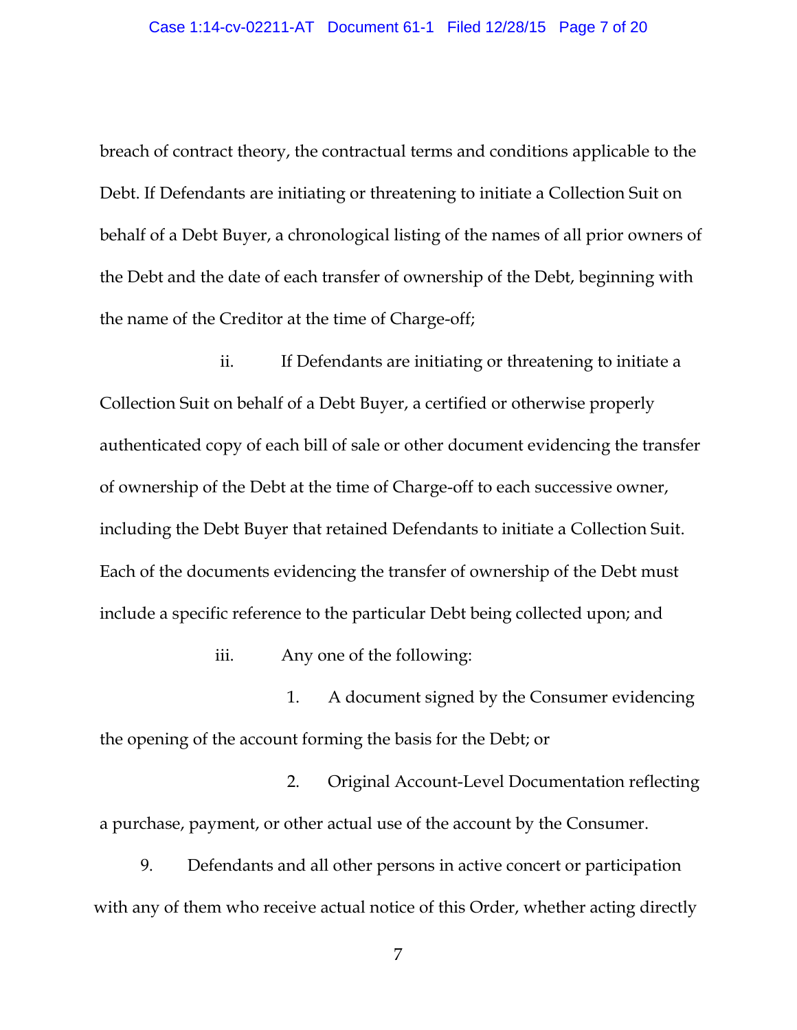breach of contract theory, the contractual terms and conditions applicable to the Debt. If Defendants are initiating or threatening to initiate a Collection Suit on behalf of a Debt Buyer, a chronological listing of the names of all prior owners of the Debt and the date of each transfer of ownership of the Debt, beginning with the name of the Creditor at the time of Charge-off;

ii. If Defendants are initiating or threatening to initiate a Collection Suit on behalf of a Debt Buyer, a certified or otherwise properly authenticated copy of each bill of sale or other document evidencing the transfer of ownership of the Debt at the time of Charge-off to each successive owner, including the Debt Buyer that retained Defendants to initiate a Collection Suit. Each of the documents evidencing the transfer of ownership of the Debt must include a specific reference to the particular Debt being collected upon; and

iii. Any one of the following:

1. A document signed by the Consumer evidencing the opening of the account forming the basis for the Debt; or

2. Original Account-Level Documentation reflecting a purchase, payment, or other actual use of the account by the Consumer.

9. Defendants and all other persons in active concert or participation with any of them who receive actual notice of this Order, whether acting directly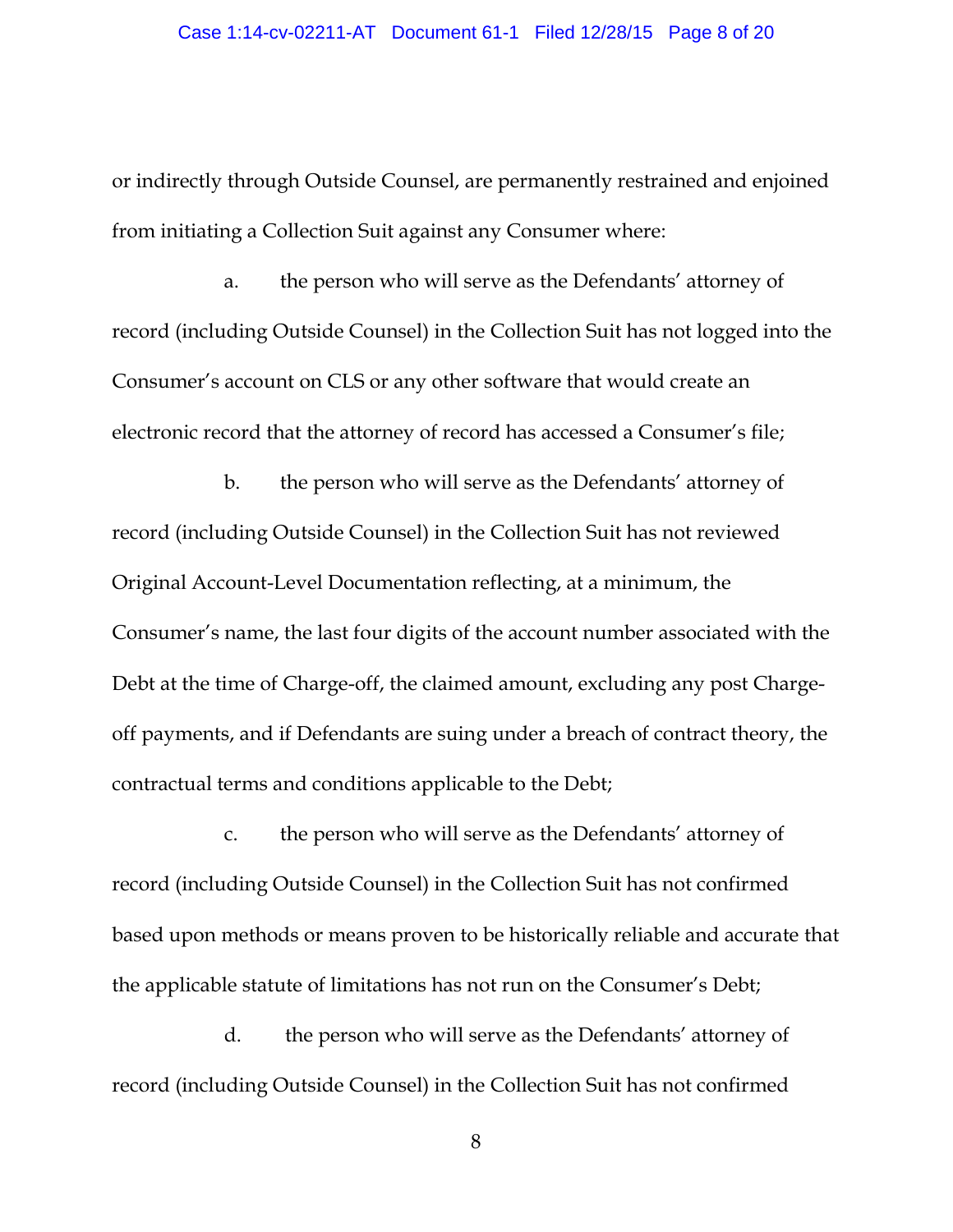or indirectly through Outside Counsel, are permanently restrained and enjoined from initiating a Collection Suit against any Consumer where:

a. the person who will serve as the Defendants' attorney of record (including Outside Counsel) in the Collection Suit has not logged into the Consumer's account on CLS or any other software that would create an electronic record that the attorney of record has accessed a Consumer's file;

b. the person who will serve as the Defendants' attorney of record (including Outside Counsel) in the Collection Suit has not reviewed Original Account-Level Documentation reflecting, at a minimum, the Consumer's name, the last four digits of the account number associated with the Debt at the time of Charge-off, the claimed amount, excluding any post Charge-off payments, and if Defendants are suing under a breach of contract theory, the contractual terms and conditions applicable to the Debt;

c. the person who will serve as the Defendants' attorney of record (including Outside Counsel) in the Collection Suit has not confirmed based upon methods or means proven to be historically reliable and accurate that the applicable statute of limitations has not run on the Consumer's Debt;

d. the person who will serve as the Defendants' attorney of record (including Outside Counsel) in the Collection Suit has not confirmed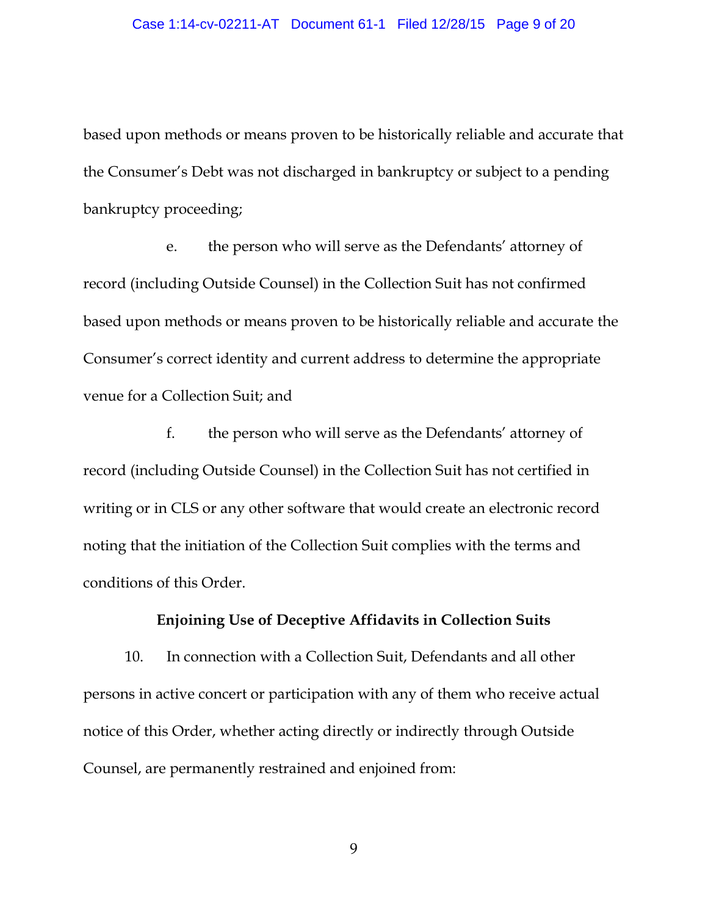based upon methods or means proven to be historically reliable and accurate that the Consumer's Debt was not discharged in bankruptcy or subject to a pending bankruptcy proceeding;

e. the person who will serve as the Defendants' attorney of record (including Outside Counsel) in the Collection Suit has not confirmed based upon methods or means proven to be historically reliable and accurate the Consumer's correct identity and current address to determine the appropriate venue for a Collection Suit; and

f. the person who will serve as the Defendants' attorney of record (including Outside Counsel) in the Collection Suit has not certified in writing or in CLS or any other software that would create an electronic record noting that the initiation of the Collection Suit complies with the terms and conditions of this Order.

**Enjoining Use of Deceptive Affidavits in Collection Suits**

10. In connection with a Collection Suit, Defendants and all other persons in active concert or participation with any of them who receive actual notice of this Order, whether acting directly or indirectly through Outside Counsel, are permanently restrained and enjoined from: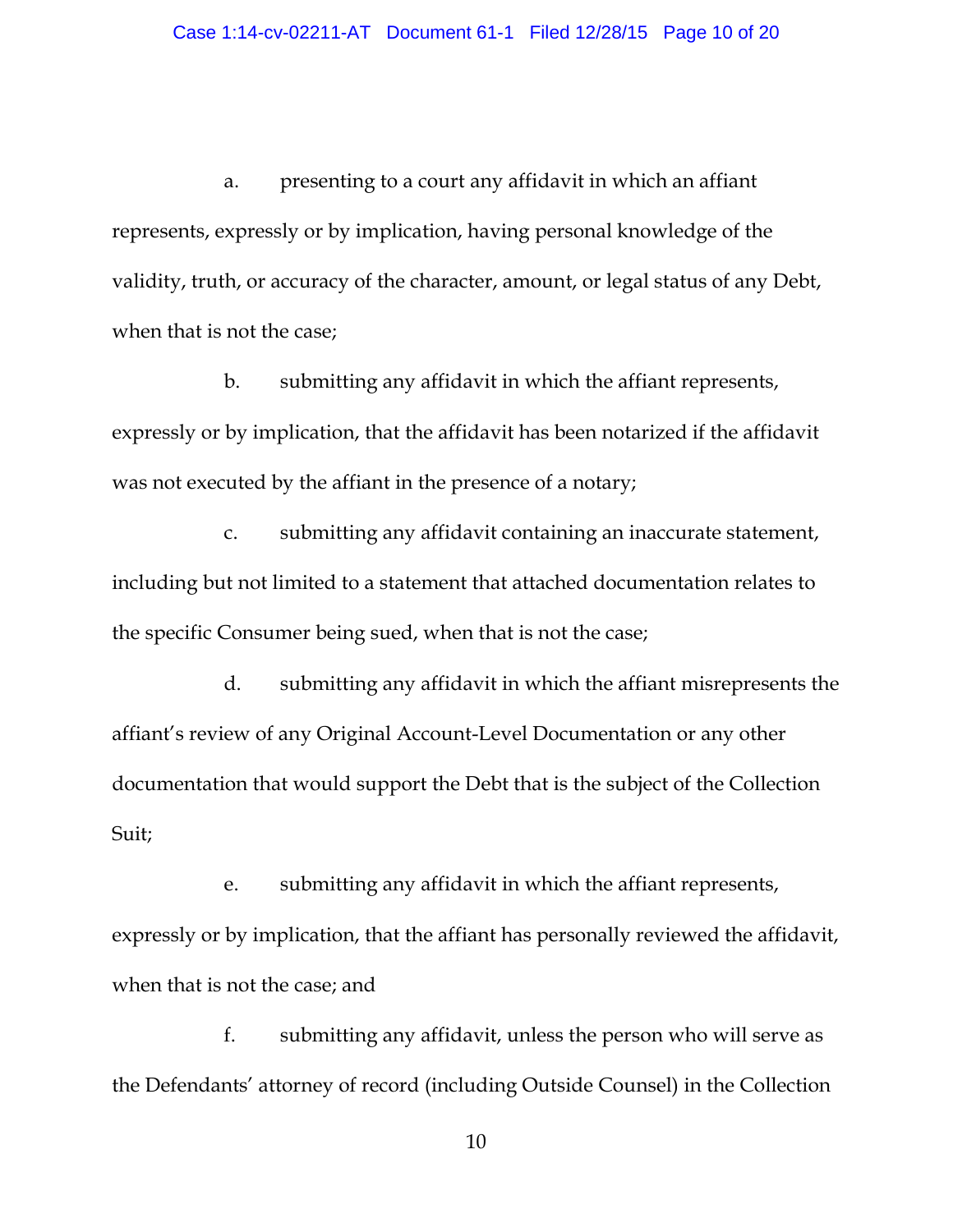a. presenting to a court any affidavit in which an affiant represents, expressly or by implication, having personal knowledge of the validity, truth, or accuracy of the character, amount, or legal status of any Debt, when that is not the case;

b. submitting any affidavit in which the affiant represents, expressly or by implication, that the affidavit has been notarized if the affidavit was not executed by the affiant in the presence of a notary;

c. submitting any affidavit containing an inaccurate statement, including but not limited to a statement that attached documentation relates to the specific Consumer being sued, when that is not the case;

d. submitting any affidavit in which the affiant misrepresents the affiant's review of any Original Account-Level Documentation or any other documentation that would support the Debt that is the subject of the Collection Suit;

e. submitting any affidavit in which the affiant represents, expressly or by implication, that the affiant has personally reviewed the affidavit, when that is not the case; and

f. submitting any affidavit, unless the person who will serve as the Defendants' attorney of record (including Outside Counsel) in the Collection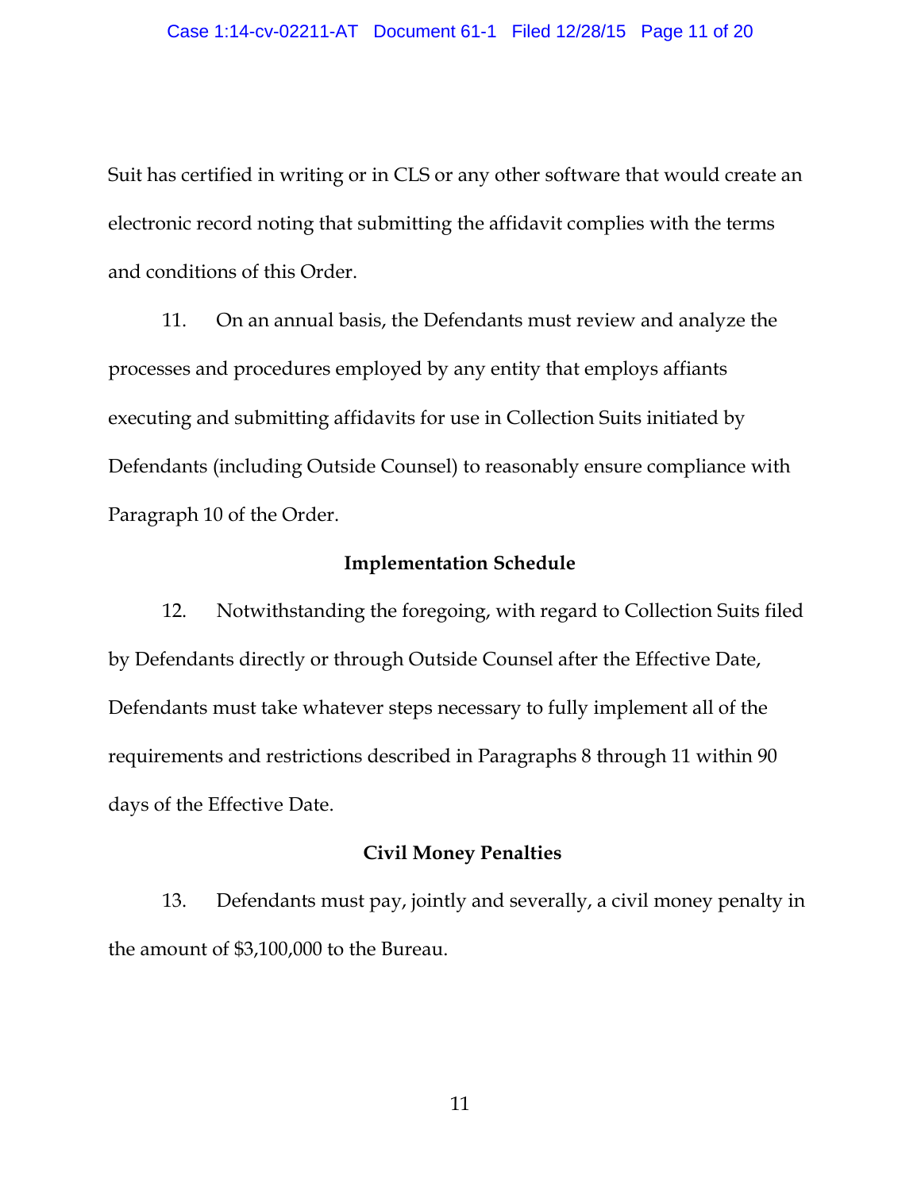Suit has certified in writing or in CLS or any other software that would create an electronic record noting that submitting the affidavit complies with the terms and conditions of this Order.

11. On an annual basis, the Defendants must review and analyze the processes and procedures employed by any entity that employs affiants executing and submitting affidavits for use in Collection Suits initiated by Defendants (including Outside Counsel) to reasonably ensure compliance with Paragraph 10 of the Order.

**Implementation Schedule**

12. Notwithstanding the foregoing, with regard to Collection Suits filed by Defendants directly or through Outside Counsel after the Effective Date, Defendants must take whatever steps necessary to fully implement all of the requirements and restrictions described in Paragraphs 8 through 11 within 90 days of the Effective Date.

**Civil Money Penalties**

13. Defendants must pay, jointly and severally, a civil money penalty in the amount of $3,100,000 to the Bureau.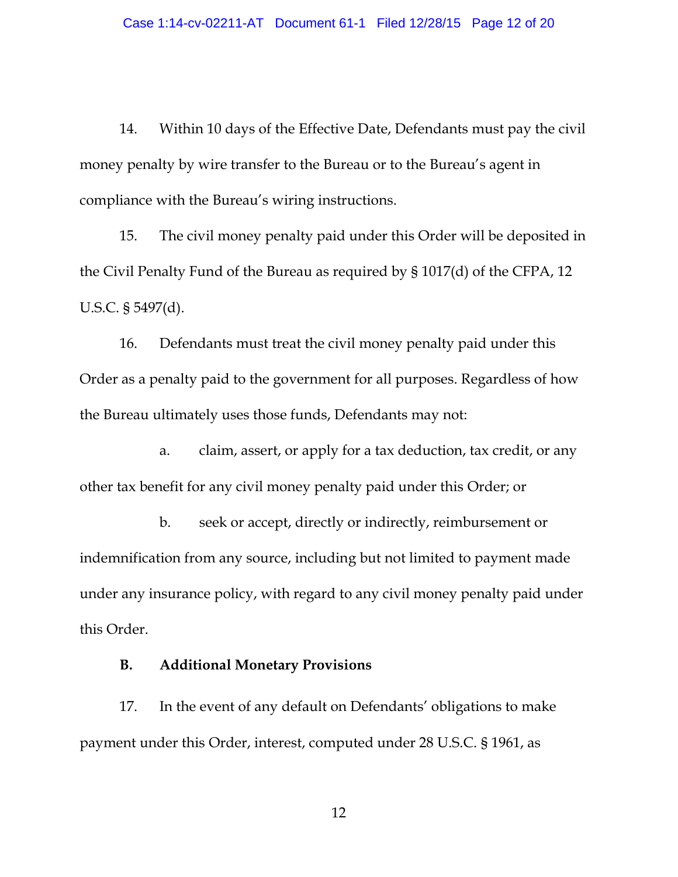14. Within 10 days of the Effective Date, Defendants must pay the civil money penalty by wire transfer to the Bureau or to the Bureau's agent in compliance with the Bureau's wiring instructions.

15. The civil money penalty paid under this Order will be deposited in the Civil Penalty Fund of the Bureau as required by § 1017(d) of the CFPA, 12 U.S.C. § 5497(d).

16. Defendants must treat the civil money penalty paid under this Order as a penalty paid to the government for all purposes. Regardless of how the Bureau ultimately uses those funds, Defendants may not:

a. claim, assert, or apply for a tax deduction, tax credit, or any other tax benefit for any civil money penalty paid under this Order; or

b. seek or accept, directly or indirectly, reimbursement or indemnification from any source, including but not limited to payment made under any insurance policy, with regard to any civil money penalty paid under this Order.

**B. Additional Monetary Provisions**

17. In the event of any default on Defendants' obligations to make payment under this Order, interest, computed under 28 U.S.C. § 1961, as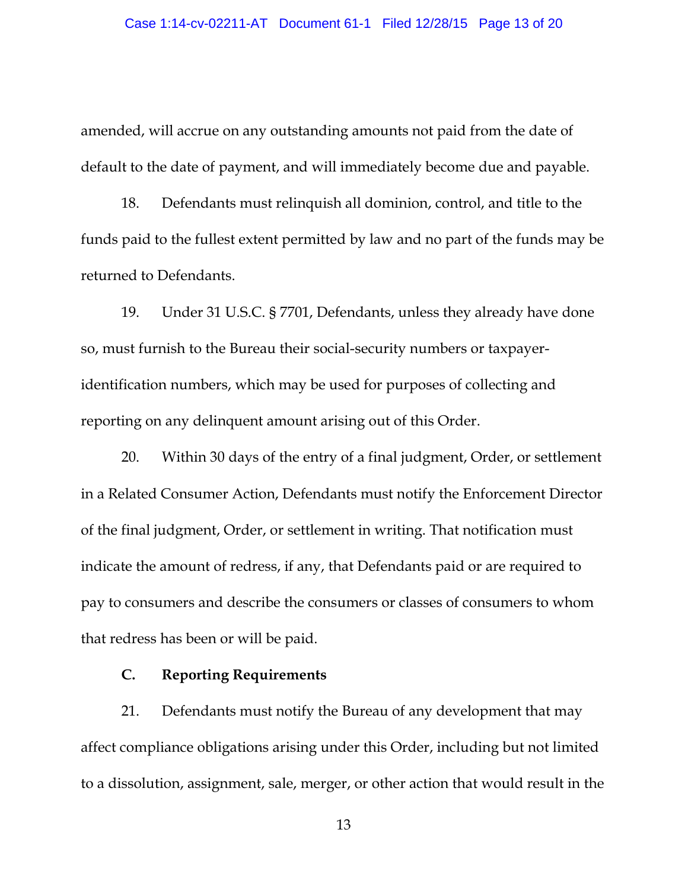amended, will accrue on any outstanding amounts not paid from the date of default to the date of payment, and will immediately become due and payable.

18. Defendants must relinquish all dominion, control, and title to the funds paid to the fullest extent permitted by law and no part of the funds may be returned to Defendants.

19. Under 31 U.S.C. § 7701, Defendants, unless they already have done so, must furnish to the Bureau their social-security numbers or taxpayer-identification numbers, which may be used for purposes of collecting and reporting on any delinquent amount arising out of this Order.

20. Within 30 days of the entry of a final judgment, Order, or settlement in a Related Consumer Action, Defendants must notify the Enforcement Director of the final judgment, Order, or settlement in writing. That notification must indicate the amount of redress, if any, that Defendants paid or are required to pay to consumers and describe the consumers or classes of consumers to whom that redress has been or will be paid.

**C. Reporting Requirements**

21. Defendants must notify the Bureau of any development that may affect compliance obligations arising under this Order, including but not limited to a dissolution, assignment, sale, merger, or other action that would result in the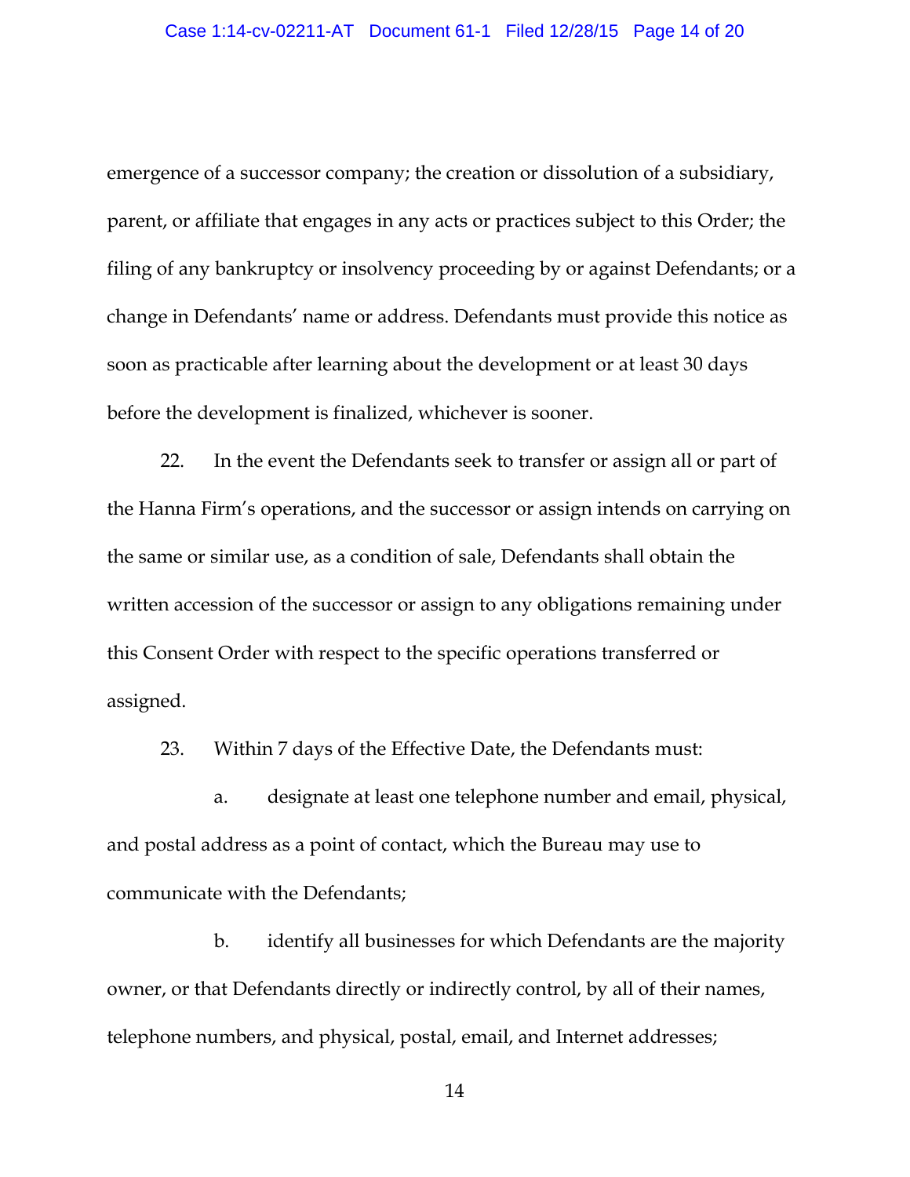emergence of a successor company; the creation or dissolution of a subsidiary, parent, or affiliate that engages in any acts or practices subject to this Order; the filing of any bankruptcy or insolvency proceeding by or against Defendants; or a change in Defendants' name or address. Defendants must provide this notice as soon as practicable after learning about the development or at least 30 days before the development is finalized, whichever is sooner.

22. In the event the Defendants seek to transfer or assign all or part of the Hanna Firm's operations, and the successor or assign intends on carrying on the same or similar use, as a condition of sale, Defendants shall obtain the written accession of the successor or assign to any obligations remaining under this Consent Order with respect to the specific operations transferred or assigned.

23. Within 7 days of the Effective Date, the Defendants must:

a. designate at least one telephone number and email, physical, and postal address as a point of contact, which the Bureau may use to communicate with the Defendants;

b. identify all businesses for which Defendants are the majority owner, or that Defendants directly or indirectly control, by all of their names, telephone numbers, and physical, postal, email, and Internet addresses;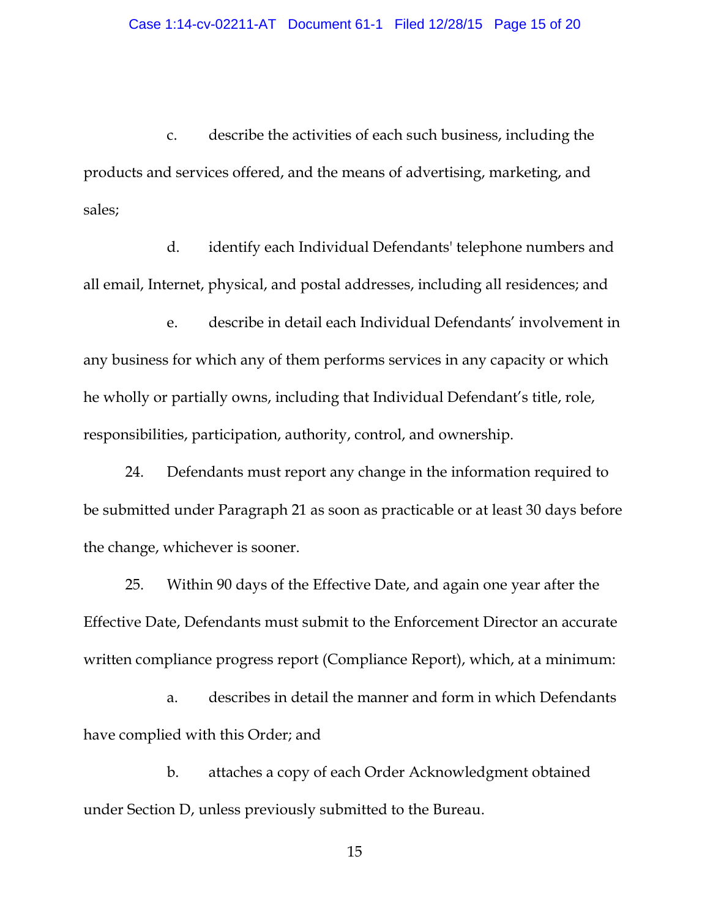c. describe the activities of each such business, including the products and services offered, and the means of advertising, marketing, and sales;

d. identify each Individual Defendants' telephone numbers and all email, Internet, physical, and postal addresses, including all residences; and

e. describe in detail each Individual Defendants' involvement in any business for which any of them performs services in any capacity or which he wholly or partially owns, including that Individual Defendant's title, role, responsibilities, participation, authority, control, and ownership.

24. Defendants must report any change in the information required to be submitted under Paragraph 21 as soon as practicable or at least 30 days before the change, whichever is sooner.

25. Within 90 days of the Effective Date, and again one year after the Effective Date, Defendants must submit to the Enforcement Director an accurate written compliance progress report (Compliance Report), which, at a minimum:

a. describes in detail the manner and form in which Defendants have complied with this Order; and

b. attaches a copy of each Order Acknowledgment obtained under Section D, unless previously submitted to the Bureau.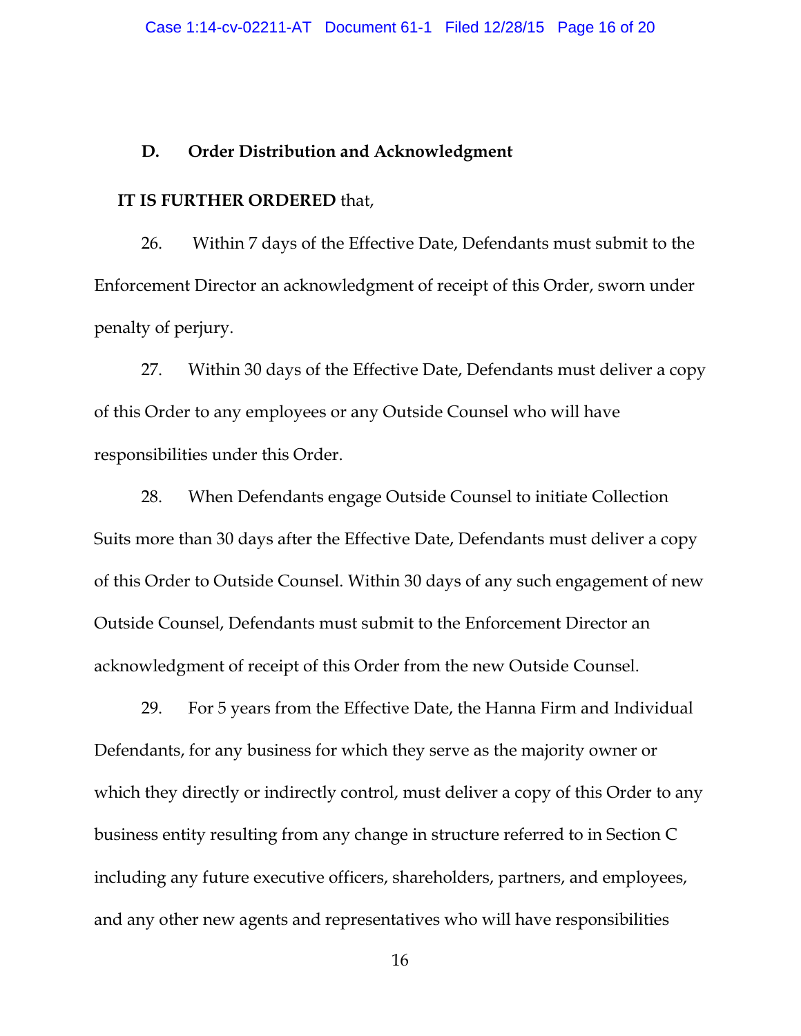## D. Order Distribution and Acknowledgment

**IT IS FURTHER ORDERED** that,

26. Within 7 days of the Effective Date, Defendants must submit to the Enforcement Director an acknowledgment of receipt of this Order, sworn under penalty of perjury.

27. Within 30 days of the Effective Date, Defendants must deliver a copy of this Order to any employees or any Outside Counsel who will have responsibilities under this Order.

28. When Defendants engage Outside Counsel to initiate Collection Suits more than 30 days after the Effective Date, Defendants must deliver a copy of this Order to Outside Counsel. Within 30 days of any such engagement of new Outside Counsel, Defendants must submit to the Enforcement Director an acknowledgment of receipt of this Order from the new Outside Counsel.

29. For 5 years from the Effective Date, the Hanna Firm and Individual Defendants, for any business for which they serve as the majority owner or which they directly or indirectly control, must deliver a copy of this Order to any business entity resulting from any change in structure referred to in Section C including any future executive officers, shareholders, partners, and employees, and any other new agents and representatives who will have responsibilities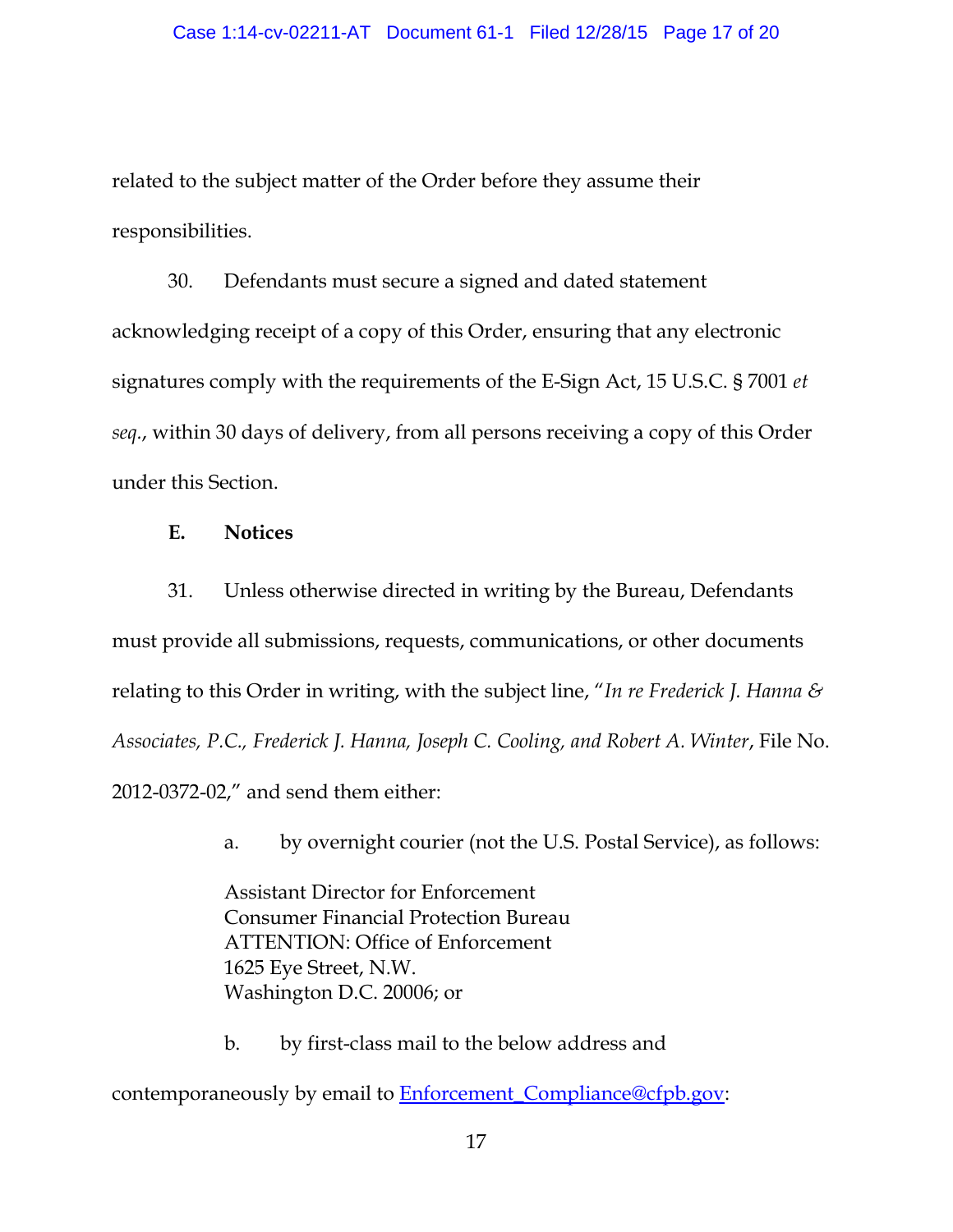related to the subject matter of the Order before they assume their responsibilities.

30. Defendants must secure a signed and dated statement acknowledging receipt of a copy of this Order, ensuring that any electronic signatures comply with the requirements of the E-Sign Act, 15 U.S.C. § 7001 *et seq.*, within 30 days of delivery, from all persons receiving a copy of this Order under this Section.

**E. Notices**

31. Unless otherwise directed in writing by the Bureau, Defendants must provide all submissions, requests, communications, or other documents relating to this Order in writing, with the subject line, "*In re Frederick J. Hanna & Associates, P.C., Frederick J. Hanna, Joseph C. Cooling, and Robert A. Winter*, File No. 2012-0372-02," and send them either:

a. by overnight courier (not the U.S. Postal Service), as follows:

Assistant Director for Enforcement
Consumer Financial Protection Bureau
ATTENTION: Office of Enforcement
1625 Eye Street, N.W.
Washington D.C. 20006; or

b. by first-class mail to the below address and contemporaneously by email to Enforcement_Compliance@cfpb.gov: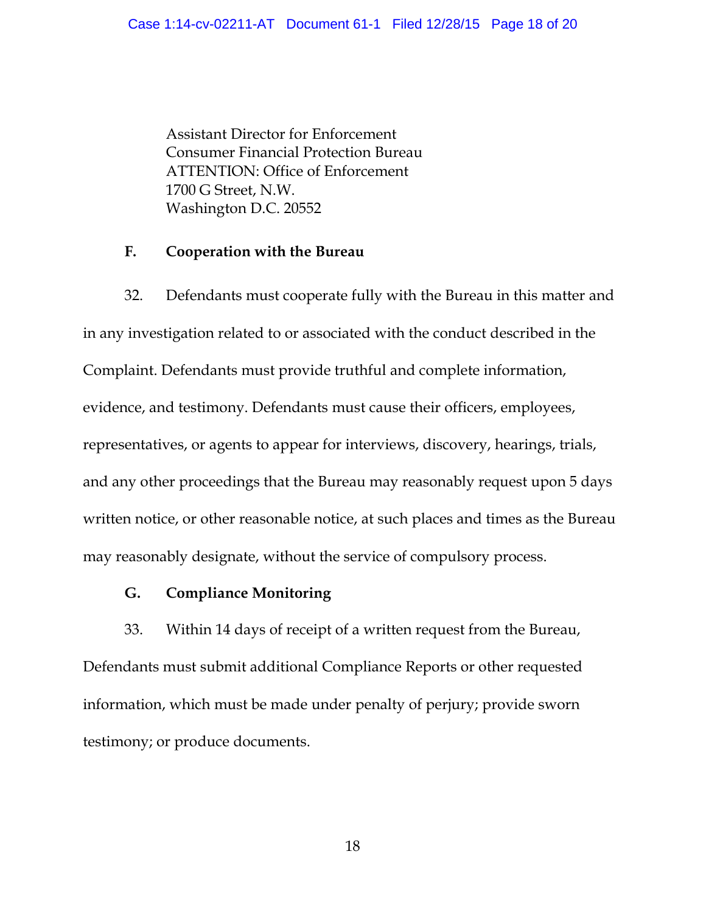Assistant Director for Enforcement
Consumer Financial Protection Bureau
ATTENTION: Office of Enforcement
1700 G Street, N.W.
Washington D.C. 20552

### F. Cooperation with the Bureau

32. Defendants must cooperate fully with the Bureau in this matter and in any investigation related to or associated with the conduct described in the Complaint. Defendants must provide truthful and complete information, evidence, and testimony. Defendants must cause their officers, employees, representatives, or agents to appear for interviews, discovery, hearings, trials, and any other proceedings that the Bureau may reasonably request upon 5 days written notice, or other reasonable notice, at such places and times as the Bureau may reasonably designate, without the service of compulsory process.

### G. Compliance Monitoring

33. Within 14 days of receipt of a written request from the Bureau, Defendants must submit additional Compliance Reports or other requested information, which must be made under penalty of perjury; provide sworn testimony; or produce documents.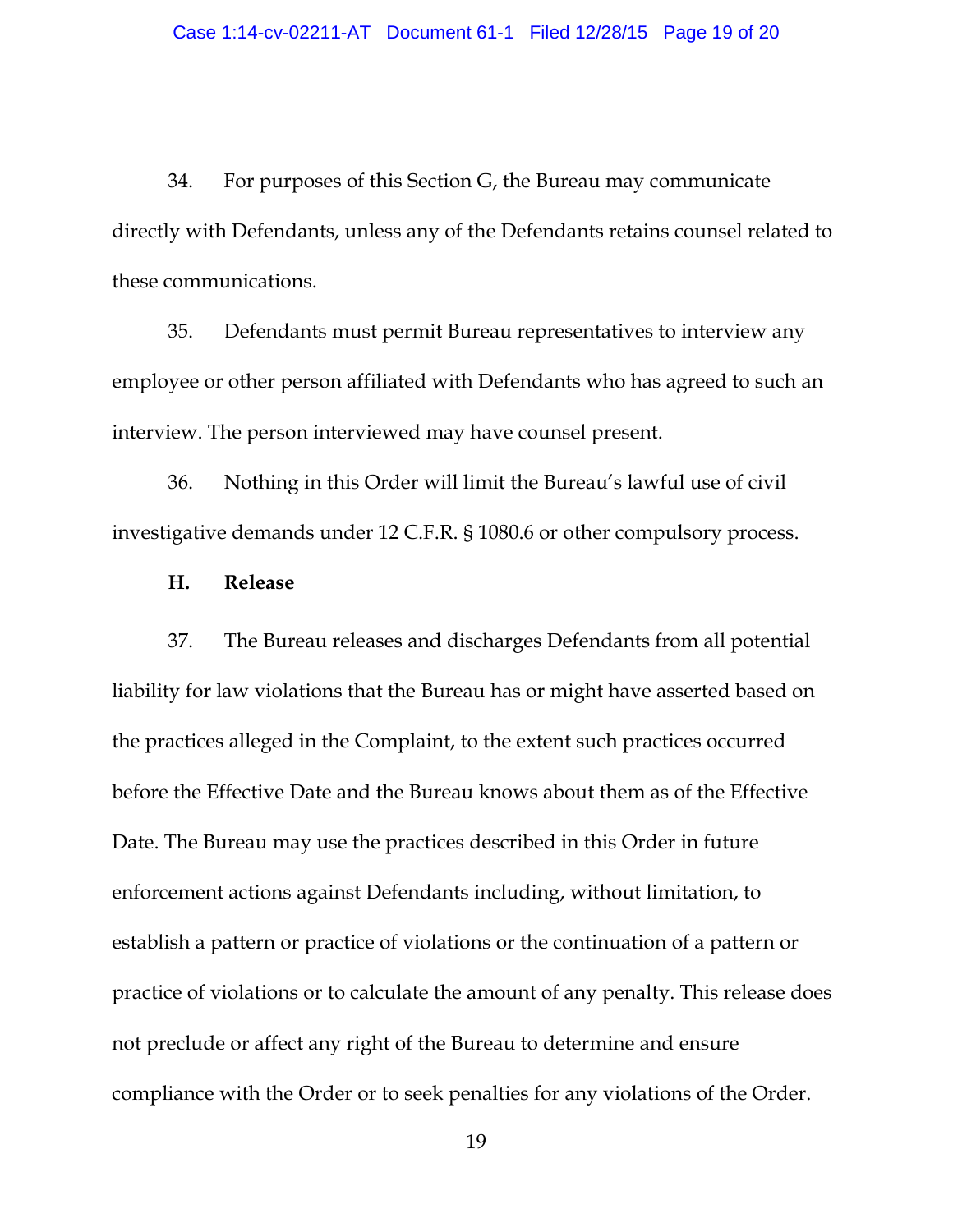34. For purposes of this Section G, the Bureau may communicate directly with Defendants, unless any of the Defendants retains counsel related to these communications.

35. Defendants must permit Bureau representatives to interview any employee or other person affiliated with Defendants who has agreed to such an interview. The person interviewed may have counsel present.

36. Nothing in this Order will limit the Bureau's lawful use of civil investigative demands under 12 C.F.R. § 1080.6 or other compulsory process.

**H. Release**

37. The Bureau releases and discharges Defendants from all potential liability for law violations that the Bureau has or might have asserted based on the practices alleged in the Complaint, to the extent such practices occurred before the Effective Date and the Bureau knows about them as of the Effective Date. The Bureau may use the practices described in this Order in future enforcement actions against Defendants including, without limitation, to establish a pattern or practice of violations or the continuation of a pattern or practice of violations or to calculate the amount of any penalty. This release does not preclude or affect any right of the Bureau to determine and ensure compliance with the Order or to seek penalties for any violations of the Order.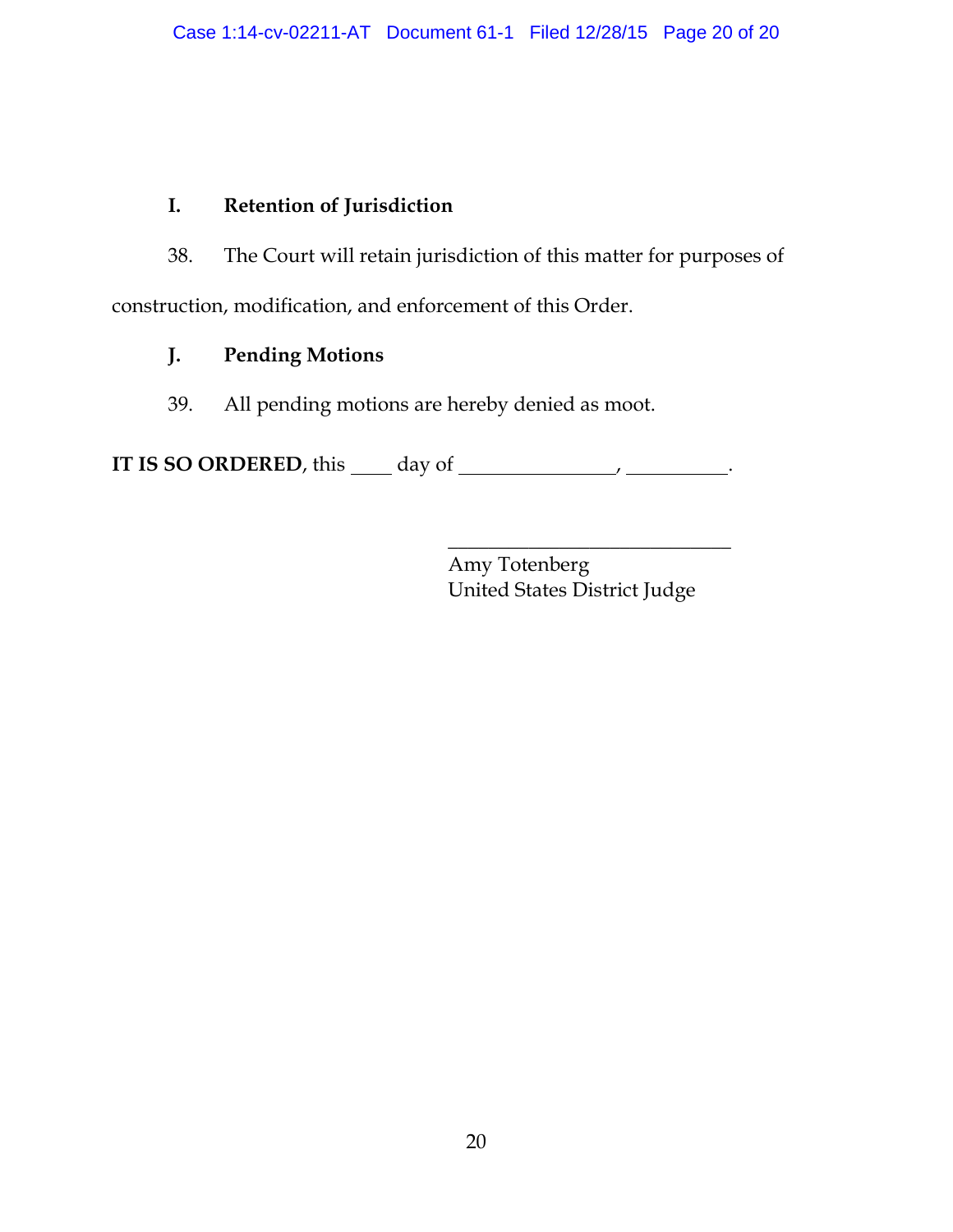### I. Retention of Jurisdiction

38. The Court will retain jurisdiction of this matter for purposes of construction, modification, and enforcement of this Order.

### J. Pending Motions

39. All pending motions are hereby denied as moot.

**IT IS SO ORDERED**, this ____ day of _______________, _________.

____________________________
Amy Totenberg
United States District Judge